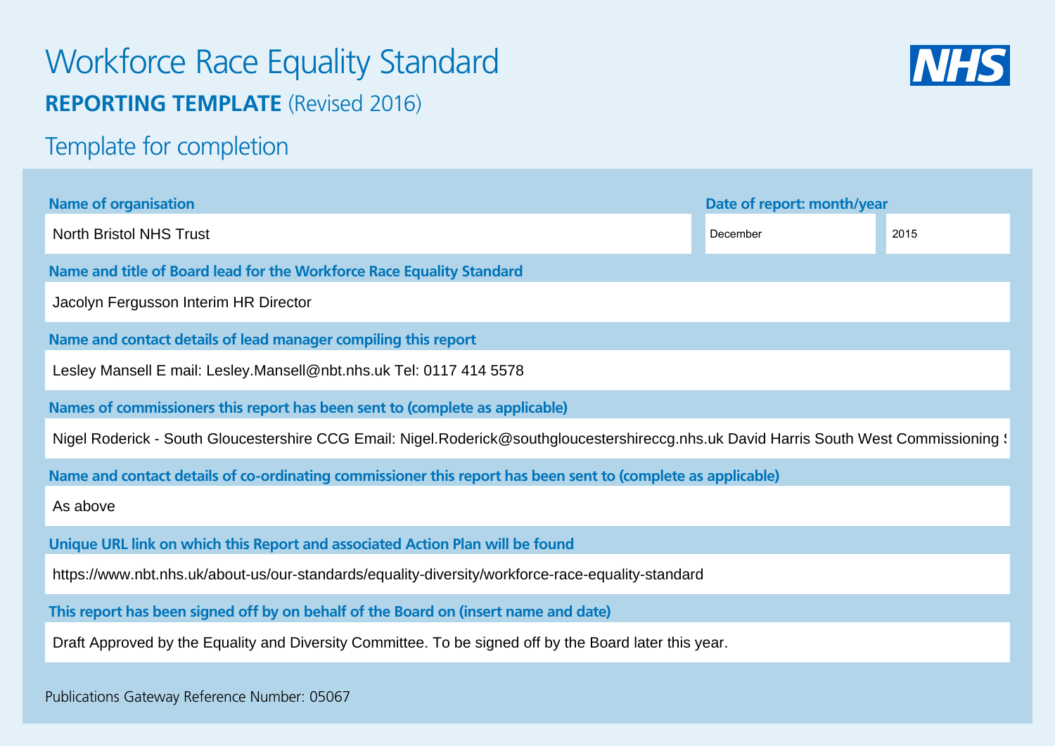# Workforce Race Equality Standard

## REPORTING TEMPLATE (Revised 2016)

## Template for completion

**Name of organisation**

North Bristol NHS Trust

**Date of report: month/year**

December 2015

**Name and title of Board lead for the Workforce Race Equality Standard**

Jacolyn Fergusson Interim HR Director

**Name and contact details of lead manager compiling this report**

Lesley Mansell E mail: Lesley.Mansell@nbt.nhs.uk Tel: 0117 414 5578

**Names of commissioners this report has been sent to (complete as applicable)**

Nigel Roderick - South Gloucestershire CCG Email: Nigel.Roderick@southgloucestershireccg.nhs.uk David Harris South West Commissioning S

**Name and contact details of co-ordinating commissioner this report has been sent to (complete as applicable)**

As above

**Unique URL link on which this Report and associated Action Plan will be found**

https://www.nbt.nhs.uk/about-us/our-standards/equality-diversity/workforce-race-equality-standard

**This report has been signed off by on behalf of the Board on (insert name and date)**

Draft Approved by the Equality and Diversity Committee. To be signed off by the Board later this year.

Publications Gateway Reference Number: 05067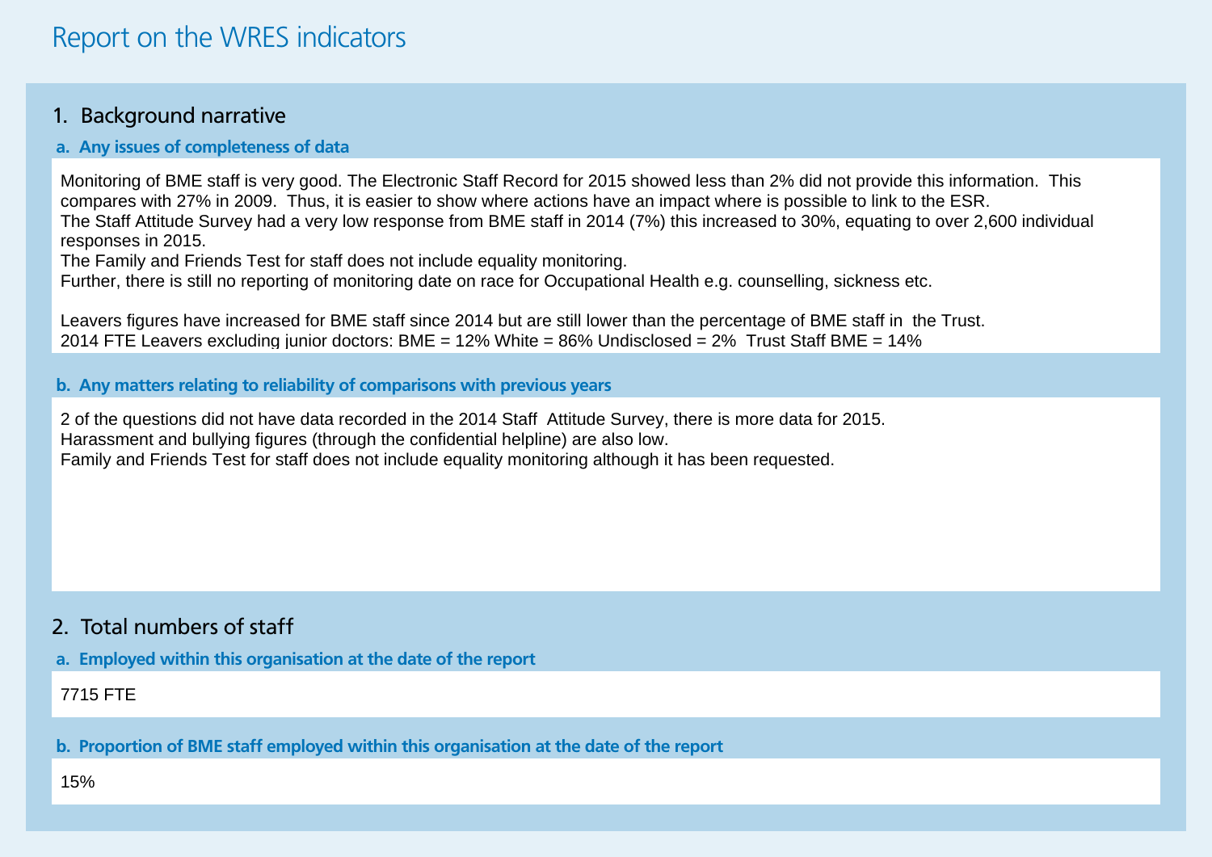# Report on the WRES indicators

## 1. Background narrative

### a. Any issues of completeness of data

Monitoring of BME staff is very good. The Electronic Staff Record for 2015 showed less than 2% did not provide this information. This compares with 27% in 2009. Thus, it is easier to show where actions have an impact where is possible to link to the ESR.
The Staff Attitude Survey had a very low response from BME staff in 2014 (7%) this increased to 30%, equating to over 2,600 individual responses in 2015.
The Family and Friends Test for staff does not include equality monitoring.
Further, there is still no reporting of monitoring date on race for Occupational Health e.g. counselling, sickness etc.

Leavers figures have increased for BME staff since 2014 but are still lower than the percentage of BME staff in the Trust.
2014 FTE Leavers excluding junior doctors: BME = 12% White = 86% Undisclosed = 2% Trust Staff BME = 14%

### b. Any matters relating to reliability of comparisons with previous years

2 of the questions did not have data recorded in the 2014 Staff Attitude Survey, there is more data for 2015.
Harassment and bullying figures (through the confidential helpline) are also low.
Family and Friends Test for staff does not include equality monitoring although it has been requested.

## 2. Total numbers of staff

### a. Employed within this organisation at the date of the report

7715 FTE

### b. Proportion of BME staff employed within this organisation at the date of the report

15%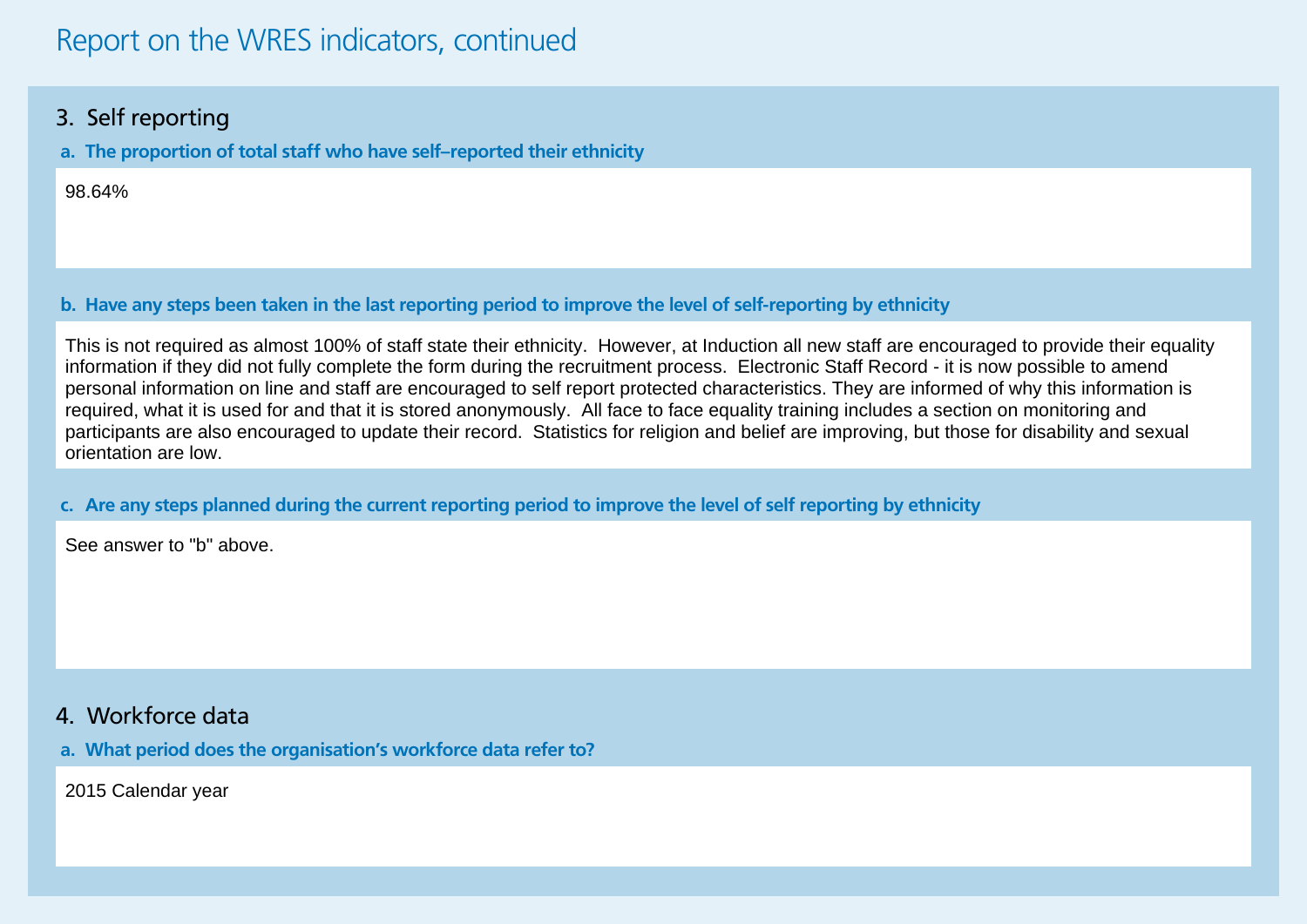# Report on the WRES indicators, continued

## 3. Self reporting

**a. The proportion of total staff who have self–reported their ethnicity**

98.64%

**b. Have any steps been taken in the last reporting period to improve the level of self-reporting by ethnicity**

This is not required as almost 100% of staff state their ethnicity. However, at Induction all new staff are encouraged to provide their equality information if they did not fully complete the form during the recruitment process. Electronic Staff Record - it is now possible to amend personal information on line and staff are encouraged to self report protected characteristics. They are informed of why this information is required, what it is used for and that it is stored anonymously. All face to face equality training includes a section on monitoring and participants are also encouraged to update their record. Statistics for religion and belief are improving, but those for disability and sexual orientation are low.

**c. Are any steps planned during the current reporting period to improve the level of self reporting by ethnicity**

See answer to "b" above.

## 4. Workforce data

**a. What period does the organisation's workforce data refer to?**

2015 Calendar year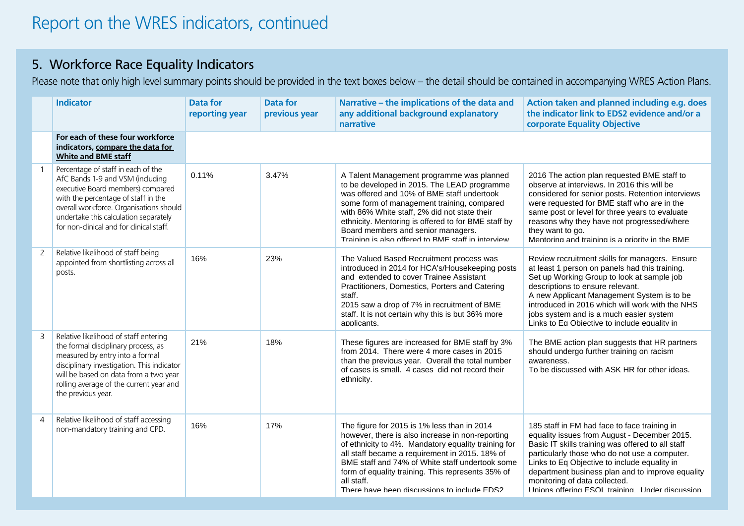# Report on the WRES indicators, continued

## 5. Workforce Race Equality Indicators

Please note that only high level summary points should be provided in the text boxes below – the detail should be contained in accompanying WRES Action Plans.

| | Indicator | Data for reporting year | Data for previous year | Narrative – the implications of the data and any additional background explanatory narrative | Action taken and planned including e.g. does the indicator link to EDS2 evidence and/or a corporate Equality Objective |
|---|---|---|---|---|---|
| | **For each of these four workforce indicators, compare the data for White and BME staff** | | | | |
| 1 | Percentage of staff in each of the AfC Bands 1-9 and VSM (including executive Board members) compared with the percentage of staff in the overall workforce. Organisations should undertake this calculation separately for non-clinical and for clinical staff. | 0.11% | 3.47% | A Talent Management programme was planned to be developed in 2015. The LEAD programme was offered and 10% of BME staff undertook some form of management training, compared with 86% White staff, 2% did not state their ethnicity. Mentoring is offered to for BME staff by Board members and senior managers. Training is also offered to BME staff in interview | 2016 The action plan requested BME staff to observe at interviews. In 2016 this will be considered for senior posts. Retention interviews were requested for BME staff who are in the same post or level for three years to evaluate reasons why they have not progressed/where they want to go. Mentoring and training is a priority in the BME |
| 2 | Relative likelihood of staff being appointed from shortlisting across all posts. | 16% | 23% | The Valued Based Recruitment process was introduced in 2014 for HCA's/Housekeeping posts and extended to cover Trainee Assistant Practitioners, Domestics, Porters and Catering staff.<br>2015 saw a drop of 7% in recruitment of BME staff. It is not certain why this is but 36% more applicants. | Review recruitment skills for managers. Ensure at least 1 person on panels had this training.<br>Set up Working Group to look at sample job descriptions to ensure relevant.<br>A new Applicant Management System is to be introduced in 2016 which will work with the NHS jobs system and is a much easier system<br>Links to Eq Objective to include equality in |
| 3 | Relative likelihood of staff entering the formal disciplinary process, as measured by entry into a formal disciplinary investigation. This indicator will be based on data from a two year rolling average of the current year and the previous year. | 21% | 18% | These figures are increased for BME staff by 3% from 2014. There were 4 more cases in 2015 than the previous year. Overall the total number of cases is small. 4 cases did not record their ethnicity. | The BME action plan suggests that HR partners should undergo further training on racism awareness.<br>To be discussed with ASK HR for other ideas. |
| 4 | Relative likelihood of staff accessing non-mandatory training and CPD. | 16% | 17% | The figure for 2015 is 1% less than in 2014 however, there is also increase in non-reporting of ethnicity to 4%. Mandatory equality training for all staff became a requirement in 2015. 18% of BME staff and 74% of White staff undertook some form of equality training. This represents 35% of all staff.<br>There have been discussions to include EDS2 | 185 staff in FM had face to face training in equality issues from August - December 2015. Basic IT skills training was offered to all staff particularly those who do not use a computer. Links to Eq Objective to include equality in department business plan and to improve equality monitoring of data collected.<br>Unions offering ESOL training. Under discussion. |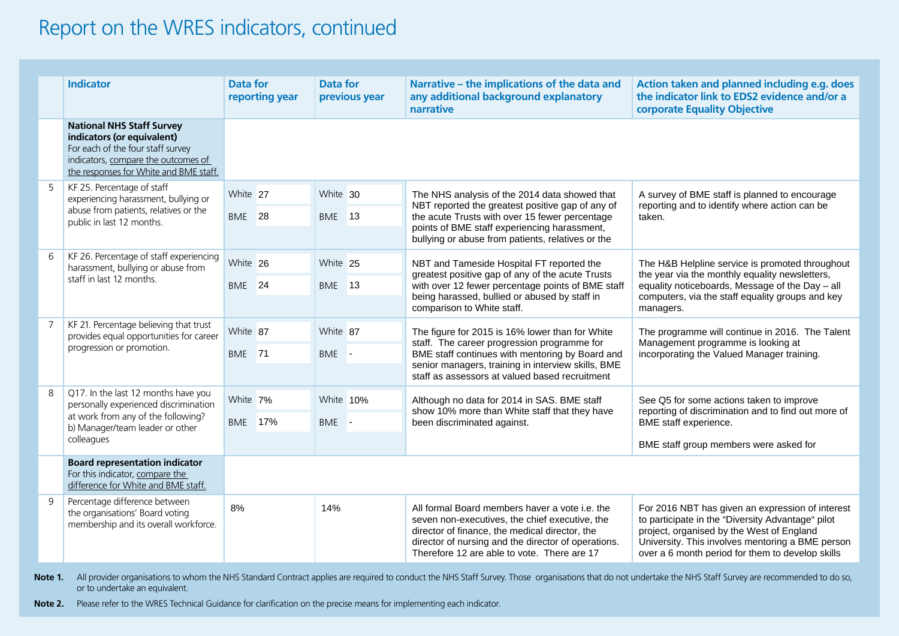# Report on the WRES indicators, continued

| | Indicator | Data for reporting year | Data for previous year | Narrative – the implications of the data and any additional background explanatory narrative | Action taken and planned including e.g. does the indicator link to EDS2 evidence and/or a corporate Equality Objective |
|---|---|---|---|---|---|
| | **National NHS Staff Survey indicators (or equivalent)** For each of the four staff survey indicators, compare the outcomes of the responses for White and BME staff. | | | | |
| 5 | KF 25. Percentage of staff experiencing harassment, bullying or abuse from patients, relatives or the public in last 12 months. | White 27<br>BME 28 | White 30<br>BME 13 | The NHS analysis of the 2014 data showed that NBT reported the greatest positive gap of any of the acute Trusts with over 15 fewer percentage points of BME staff experiencing harassment, bullying or abuse from patients, relatives or the | A survey of BME staff is planned to encourage reporting and to identify where action can be taken. |
| 6 | KF 26. Percentage of staff experiencing harassment, bullying or abuse from staff in last 12 months. | White 26<br>BME 24 | White 25<br>BME 13 | NBT and Tameside Hospital FT reported the greatest positive gap of any of the acute Trusts with over 12 fewer percentage points of BME staff being harassed, bullied or abused by staff in comparison to White staff. | The H&B Helpline service is promoted throughout the year via the monthly equality newsletters, equality noticeboards, Message of the Day – all computers, via the staff equality groups and key managers. |
| 7 | KF 21. Percentage believing that trust provides equal opportunities for career progression or promotion. | White 87<br>BME 71 | White 87<br>BME - | The figure for 2015 is 16% lower than for White staff. The career progression programme for BME staff continues with mentoring by Board and senior managers, training in interview skills, BME staff as assessors at valued based recruitment | The programme will continue in 2016. The Talent Management programme is looking at incorporating the Valued Manager training. |
| 8 | Q17. In the last 12 months have you personally experienced discrimination at work from any of the following? b) Manager/team leader or other colleagues | White 7%<br>BME 17% | White 10%<br>BME - | Although no data for 2014 in SAS. BME staff show 10% more than White staff that they have been discriminated against. | See Q5 for some actions taken to improve reporting of discrimination and to find out more of BME staff experience.<br><br>BME staff group members were asked for |
| | **Board representation indicator** For this indicator, compare the difference for White and BME staff. | | | | |
| 9 | Percentage difference between the organisations' Board voting membership and its overall workforce. | 8% | 14% | All formal Board members haver a vote i.e. the seven non-executives, the chief executive, the director of finance, the medical director, the director of nursing and the director of operations. Therefore 12 are able to vote. There are 17 | For 2016 NBT has given an expression of interest to participate in the "Diversity Advantage" pilot project, organised by the West of England University. This involves mentoring a BME person over a 6 month period for them to develop skills |

**Note 1.** All provider organisations to whom the NHS Standard Contract applies are required to conduct the NHS Staff Survey. Those organisations that do not undertake the NHS Staff Survey are recommended to do so, or to undertake an equivalent.

**Note 2.** Please refer to the WRES Technical Guidance for clarification on the precise means for implementing each indicator.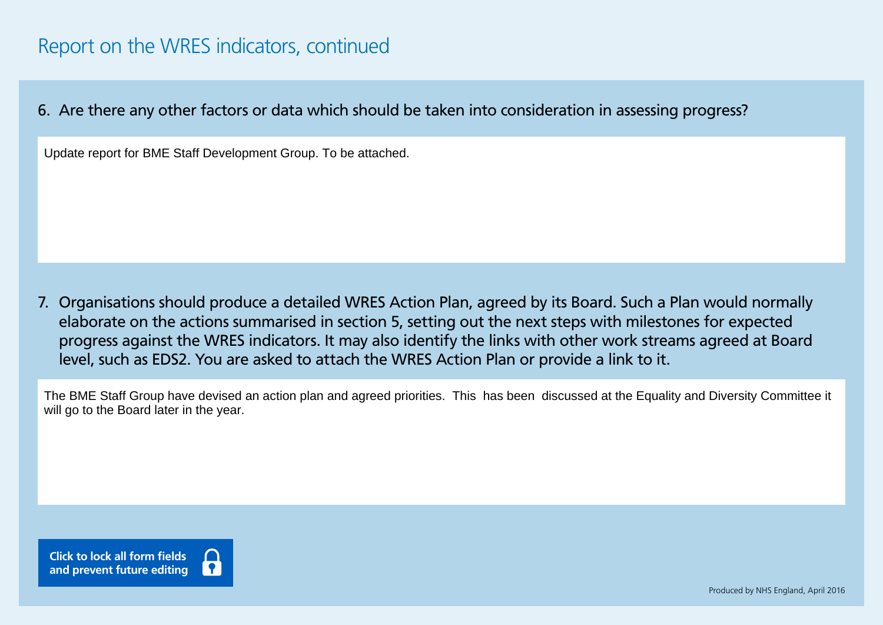## Report on the WRES indicators, continued

6. Are there any other factors or data which should be taken into consideration in assessing progress?

Update report for BME Staff Development Group. To be attached.

7. Organisations should produce a detailed WRES Action Plan, agreed by its Board. Such a Plan would normally elaborate on the actions summarised in section 5, setting out the next steps with milestones for expected progress against the WRES indicators. It may also identify the links with other work streams agreed at Board level, such as EDS2. You are asked to attach the WRES Action Plan or provide a link to it.

The BME Staff Group have devised an action plan and agreed priorities. This has been discussed at the Equality and Diversity Committee it will go to the Board later in the year.

**Click to lock all form fields and prevent future editing**

Produced by NHS England, April 2016